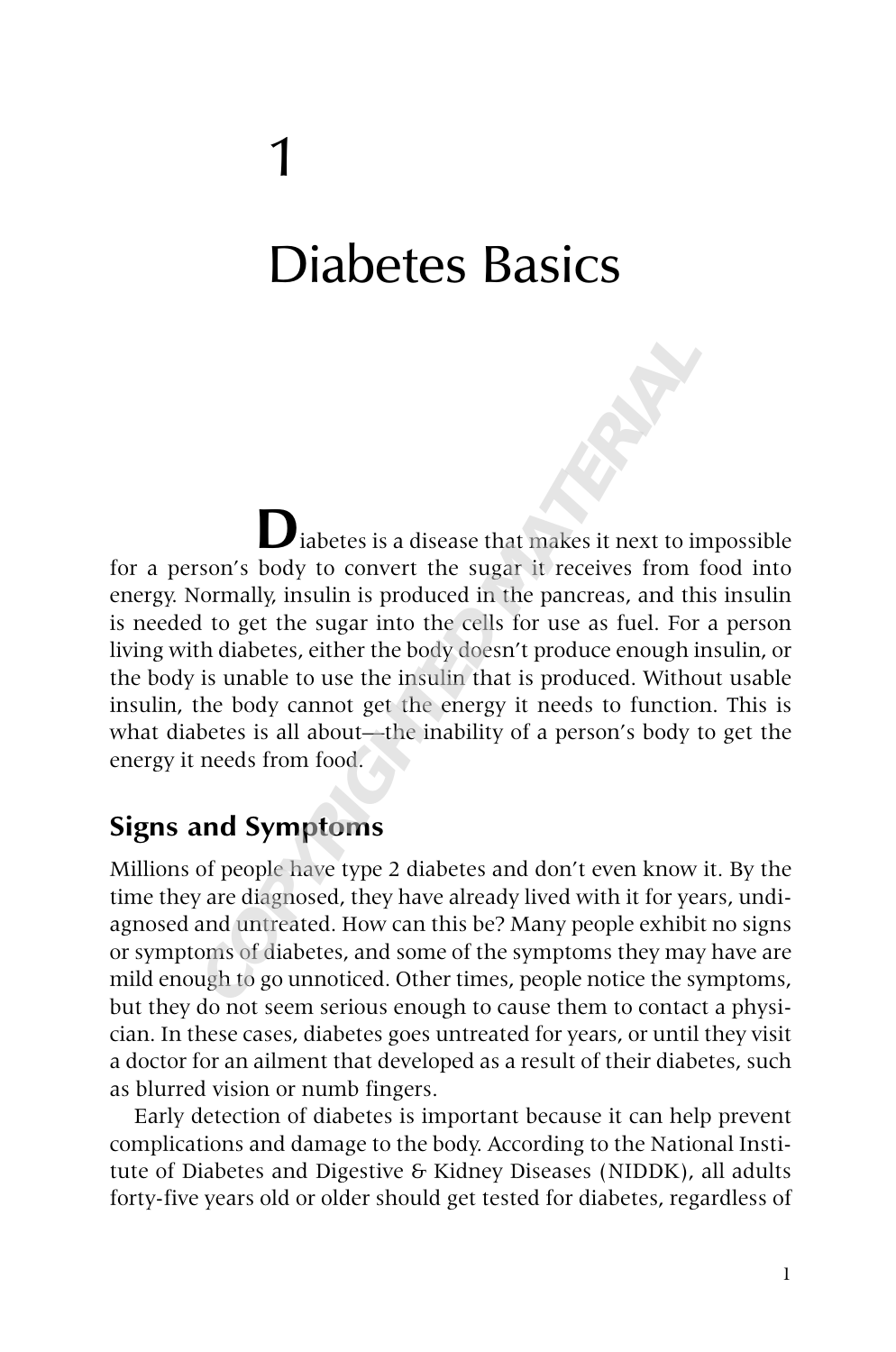# 1

# Diabetes Basics

Diabetes is a disease that makes it next to impossible for a person's body to convert the sugar it receives from food into energy. Normally, insulin is produced in the pancreas, and this insulin is needed to get the sugar into the cells for use as fuel. For a person living with diabetes, either the body doesn't produce enough insulin, or the body is unable to use the insulin that is produced. Without usable insulin, the body cannot get the energy it needs to function. This is what diabetes is all about—the inability of a person's body to get the energy it needs from food.

## Signs and Symptoms

Millions of people have type 2 diabetes and don't even know it. By the time they are diagnosed, they have already lived with it for years, undiagnosed and untreated. How can this be? Many people exhibit no signs or symptoms of diabetes, and some of the symptoms they may have are mild enough to go unnoticed. Other times, people notice the symptoms, but they do not seem serious enough to cause them to contact a physician. In these cases, diabetes goes untreated for years, or until they visit a doctor for an ailment that developed as a result of their diabetes, such as blurred vision or numb fingers.

Early detection of diabetes is important because it can help prevent complications and damage to the body. According to the National Institute of Diabetes and Digestive & Kidney Diseases (NIDDK), all adults forty-five years old or older should get tested for diabetes, regardless of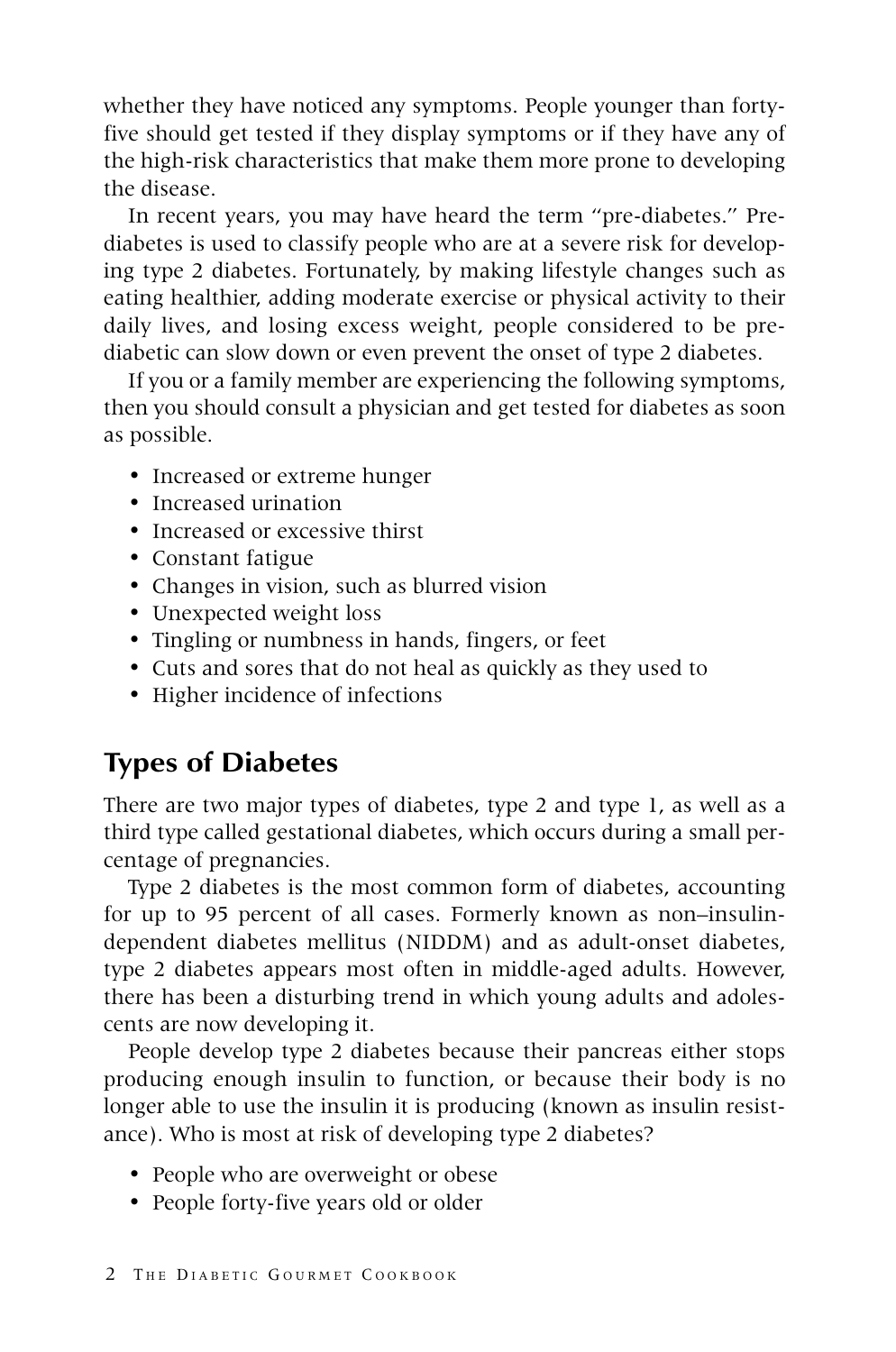whether they have noticed any symptoms. People younger than forty-five should get tested if they display symptoms or if they have any of the high-risk characteristics that make them more prone to developing the disease.

In recent years, you may have heard the term "pre-diabetes." Pre-diabetes is used to classify people who are at a severe risk for developing type 2 diabetes. Fortunately, by making lifestyle changes such as eating healthier, adding moderate exercise or physical activity to their daily lives, and losing excess weight, people considered to be pre-diabetic can slow down or even prevent the onset of type 2 diabetes.

If you or a family member are experiencing the following symptoms, then you should consult a physician and get tested for diabetes as soon as possible.

- Increased or extreme hunger
- Increased urination
- Increased or excessive thirst
- Constant fatigue
- Changes in vision, such as blurred vision
- Unexpected weight loss
- Tingling or numbness in hands, fingers, or feet
- Cuts and sores that do not heal as quickly as they used to
- Higher incidence of infections

## Types of Diabetes

There are two major types of diabetes, type 2 and type 1, as well as a third type called gestational diabetes, which occurs during a small percentage of pregnancies.

Type 2 diabetes is the most common form of diabetes, accounting for up to 95 percent of all cases. Formerly known as non–insulin-dependent diabetes mellitus (NIDDM) and as adult-onset diabetes, type 2 diabetes appears most often in middle-aged adults. However, there has been a disturbing trend in which young adults and adolescents are now developing it.

People develop type 2 diabetes because their pancreas either stops producing enough insulin to function, or because their body is no longer able to use the insulin it is producing (known as insulin resistance). Who is most at risk of developing type 2 diabetes?

- People who are overweight or obese
- People forty-five years old or older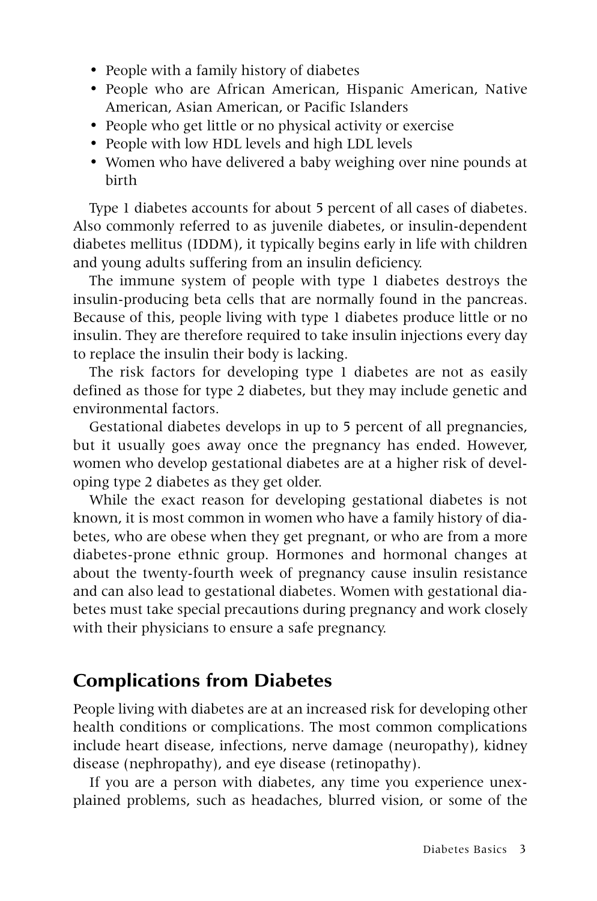- People with a family history of diabetes
- People who are African American, Hispanic American, Native American, Asian American, or Pacific Islanders
- People who get little or no physical activity or exercise
- People with low HDL levels and high LDL levels
- Women who have delivered a baby weighing over nine pounds at birth

Type 1 diabetes accounts for about 5 percent of all cases of diabetes. Also commonly referred to as juvenile diabetes, or insulin-dependent diabetes mellitus (IDDM), it typically begins early in life with children and young adults suffering from an insulin deficiency.

The immune system of people with type 1 diabetes destroys the insulin-producing beta cells that are normally found in the pancreas. Because of this, people living with type 1 diabetes produce little or no insulin. They are therefore required to take insulin injections every day to replace the insulin their body is lacking.

The risk factors for developing type 1 diabetes are not as easily defined as those for type 2 diabetes, but they may include genetic and environmental factors.

Gestational diabetes develops in up to 5 percent of all pregnancies, but it usually goes away once the pregnancy has ended. However, women who develop gestational diabetes are at a higher risk of developing type 2 diabetes as they get older.

While the exact reason for developing gestational diabetes is not known, it is most common in women who have a family history of diabetes, who are obese when they get pregnant, or who are from a more diabetes-prone ethnic group. Hormones and hormonal changes at about the twenty-fourth week of pregnancy cause insulin resistance and can also lead to gestational diabetes. Women with gestational diabetes must take special precautions during pregnancy and work closely with their physicians to ensure a safe pregnancy.

## Complications from Diabetes

People living with diabetes are at an increased risk for developing other health conditions or complications. The most common complications include heart disease, infections, nerve damage (neuropathy), kidney disease (nephropathy), and eye disease (retinopathy).

If you are a person with diabetes, any time you experience unexplained problems, such as headaches, blurred vision, or some of the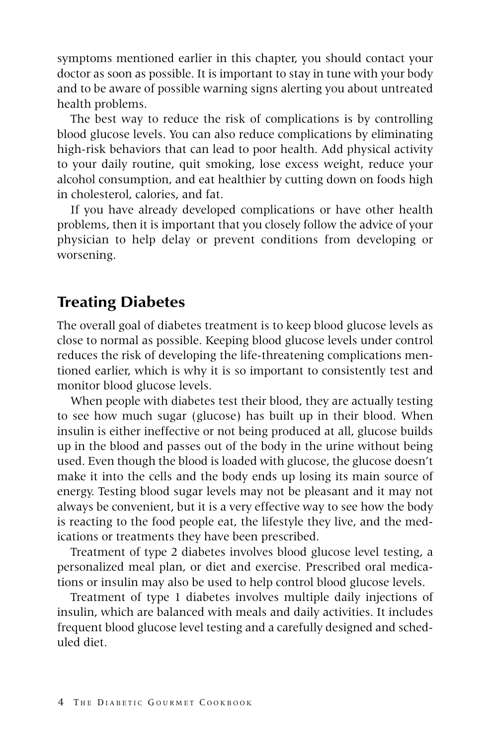symptoms mentioned earlier in this chapter, you should contact your doctor as soon as possible. It is important to stay in tune with your body and to be aware of possible warning signs alerting you about untreated health problems.

The best way to reduce the risk of complications is by controlling blood glucose levels. You can also reduce complications by eliminating high-risk behaviors that can lead to poor health. Add physical activity to your daily routine, quit smoking, lose excess weight, reduce your alcohol consumption, and eat healthier by cutting down on foods high in cholesterol, calories, and fat.

If you have already developed complications or have other health problems, then it is important that you closely follow the advice of your physician to help delay or prevent conditions from developing or worsening.

## Treating Diabetes

The overall goal of diabetes treatment is to keep blood glucose levels as close to normal as possible. Keeping blood glucose levels under control reduces the risk of developing the life-threatening complications mentioned earlier, which is why it is so important to consistently test and monitor blood glucose levels.

When people with diabetes test their blood, they are actually testing to see how much sugar (glucose) has built up in their blood. When insulin is either ineffective or not being produced at all, glucose builds up in the blood and passes out of the body in the urine without being used. Even though the blood is loaded with glucose, the glucose doesn't make it into the cells and the body ends up losing its main source of energy. Testing blood sugar levels may not be pleasant and it may not always be convenient, but it is a very effective way to see how the body is reacting to the food people eat, the lifestyle they live, and the medications or treatments they have been prescribed.

Treatment of type 2 diabetes involves blood glucose level testing, a personalized meal plan, or diet and exercise. Prescribed oral medications or insulin may also be used to help control blood glucose levels.

Treatment of type 1 diabetes involves multiple daily injections of insulin, which are balanced with meals and daily activities. It includes frequent blood glucose level testing and a carefully designed and scheduled diet.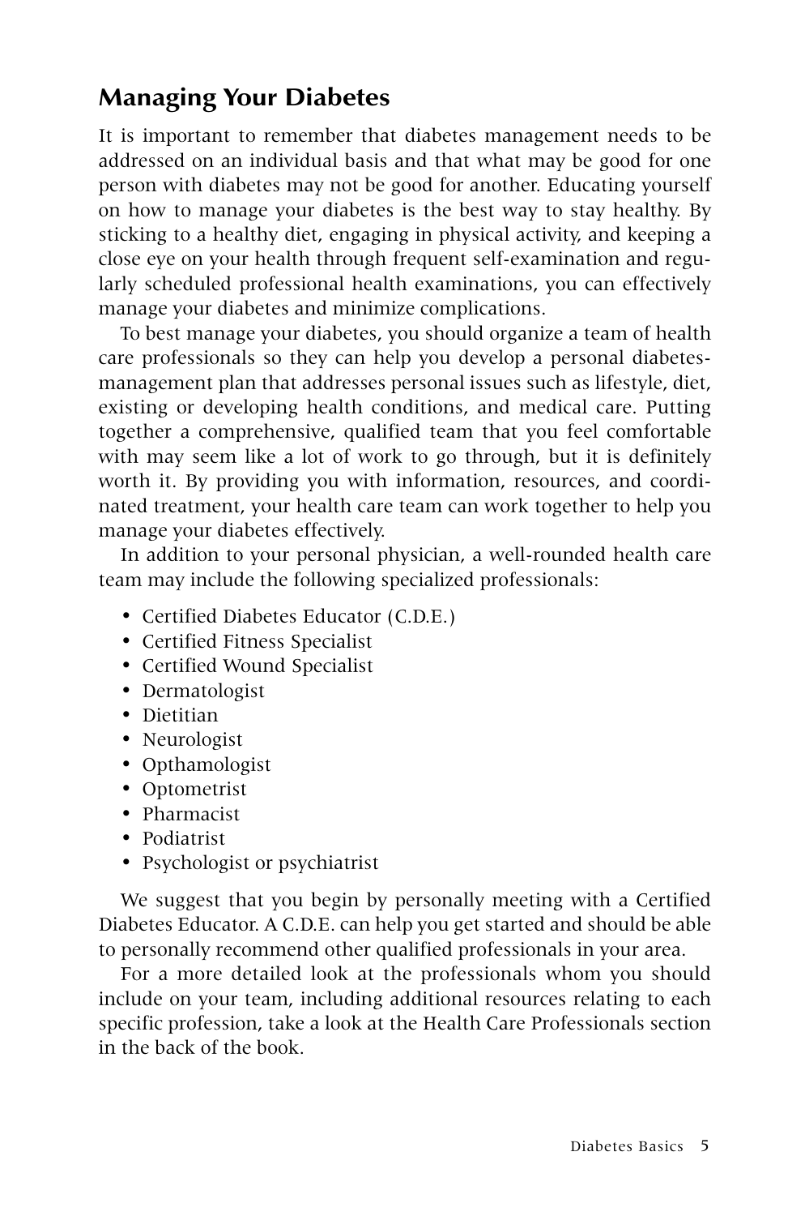## Managing Your Diabetes

It is important to remember that diabetes management needs to be addressed on an individual basis and that what may be good for one person with diabetes may not be good for another. Educating yourself on how to manage your diabetes is the best way to stay healthy. By sticking to a healthy diet, engaging in physical activity, and keeping a close eye on your health through frequent self-examination and regularly scheduled professional health examinations, you can effectively manage your diabetes and minimize complications.

To best manage your diabetes, you should organize a team of health care professionals so they can help you develop a personal diabetes-management plan that addresses personal issues such as lifestyle, diet, existing or developing health conditions, and medical care. Putting together a comprehensive, qualified team that you feel comfortable with may seem like a lot of work to go through, but it is definitely worth it. By providing you with information, resources, and coordinated treatment, your health care team can work together to help you manage your diabetes effectively.

In addition to your personal physician, a well-rounded health care team may include the following specialized professionals:

- Certified Diabetes Educator (C.D.E.)
- Certified Fitness Specialist
- Certified Wound Specialist
- Dermatologist
- Dietitian
- Neurologist
- Opthamologist
- Optometrist
- Pharmacist
- Podiatrist
- Psychologist or psychiatrist

We suggest that you begin by personally meeting with a Certified Diabetes Educator. A C.D.E. can help you get started and should be able to personally recommend other qualified professionals in your area.

For a more detailed look at the professionals whom you should include on your team, including additional resources relating to each specific profession, take a look at the Health Care Professionals section in the back of the book.